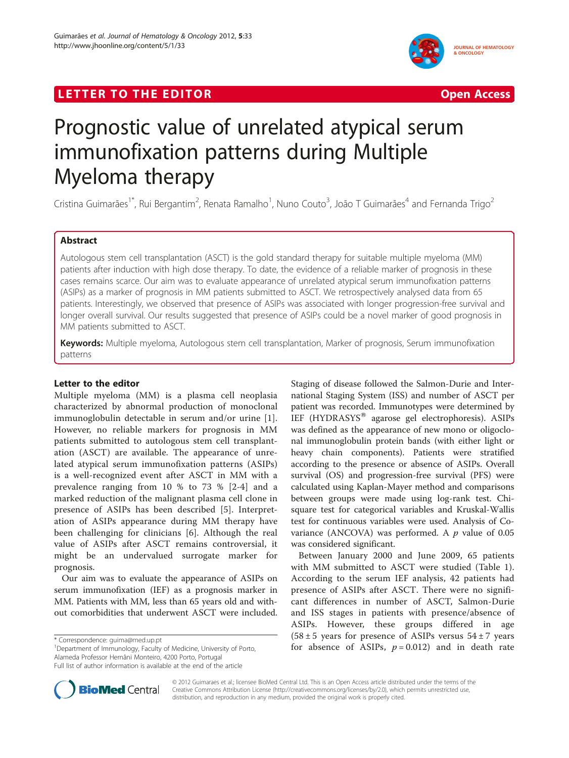LETTER TO THE EDITOR

Open Access

# Prognostic value of unrelated atypical serum immunofixation patterns during Multiple Myeloma therapy

Cristina Guimarães[1*], Rui Bergantim[2], Renata Ramalho[1], Nuno Couto[3], João T Guimarães[4] and Fernanda Trigo[2]

## Abstract

Autologous stem cell transplantation (ASCT) is the gold standard therapy for suitable multiple myeloma (MM) patients after induction with high dose therapy. To date, the evidence of a reliable marker of prognosis in these cases remains scarce. Our aim was to evaluate appearance of unrelated atypical serum immunofixation patterns (ASIPs) as a marker of prognosis in MM patients submitted to ASCT. We retrospectively analysed data from 65 patients. Interestingly, we observed that presence of ASIPs was associated with longer progression-free survival and longer overall survival. Our results suggested that presence of ASIPs could be a novel marker of good prognosis in MM patients submitted to ASCT.

**Keywords:** Multiple myeloma, Autologous stem cell transplantation, Marker of prognosis, Serum immunofixation patterns

## Letter to the editor

Multiple myeloma (MM) is a plasma cell neoplasia characterized by abnormal production of monoclonal immunoglobulin detectable in serum and/or urine [1]. However, no reliable markers for prognosis in MM patients submitted to autologous stem cell transplantation (ASCT) are available. The appearance of unrelated atypical serum immunofixation patterns (ASIPs) is a well-recognized event after ASCT in MM with a prevalence ranging from 10 % to 73 % [2-4] and a marked reduction of the malignant plasma cell clone in presence of ASIPs has been described [5]. Interpretation of ASIPs appearance during MM therapy have been challenging for clinicians [6]. Although the real value of ASIPs after ASCT remains controversial, it might be an undervalued surrogate marker for prognosis.

Our aim was to evaluate the appearance of ASIPs on serum immunofixation (IEF) as a prognosis marker in MM. Patients with MM, less than 65 years old and without comorbidities that underwent ASCT were included. Staging of disease followed the Salmon-Durie and International Staging System (ISS) and number of ASCT per patient was recorded. Immunotypes were determined by IEF (HYDRASYS® agarose gel electrophoresis). ASIPs was defined as the appearance of new mono or oligoclonal immunoglobulin protein bands (with either light or heavy chain components). Patients were stratified according to the presence or absence of ASIPs. Overall survival (OS) and progression-free survival (PFS) were calculated using Kaplan-Mayer method and comparisons between groups were made using log-rank test. Chi-square test for categorical variables and Kruskal-Wallis test for continuous variables were used. Analysis of Covariance (ANCOVA) was performed. A $p$ value of 0.05 was considered significant.

Between January 2000 and June 2009, 65 patients with MM submitted to ASCT were studied (Table 1). According to the serum IEF analysis, 42 patients had presence of ASIPs after ASCT. There were no significant differences in number of ASCT, Salmon-Durie and ISS stages in patients with presence/absence of ASIPs. However, these groups differed in age ($58 \pm 5$ years for presence of ASIPs versus $54 \pm 7$ years for absence of ASIPs, $p = 0.012$) and in death rate

\* Correspondence: guima@med.up.pt
[1]Department of Immunology, Faculty of Medicine, University of Porto, Alameda Professor Hernâni Monteiro, 4200 Porto, Portugal
Full list of author information is available at the end of the article

© 2012 Guimaraes et al.; licensee BioMed Central Ltd. This is an Open Access article distributed under the terms of the Creative Commons Attribution License (http://creativecommons.org/licenses/by/2.0), which permits unrestricted use, distribution, and reproduction in any medium, provided the original work is properly cited.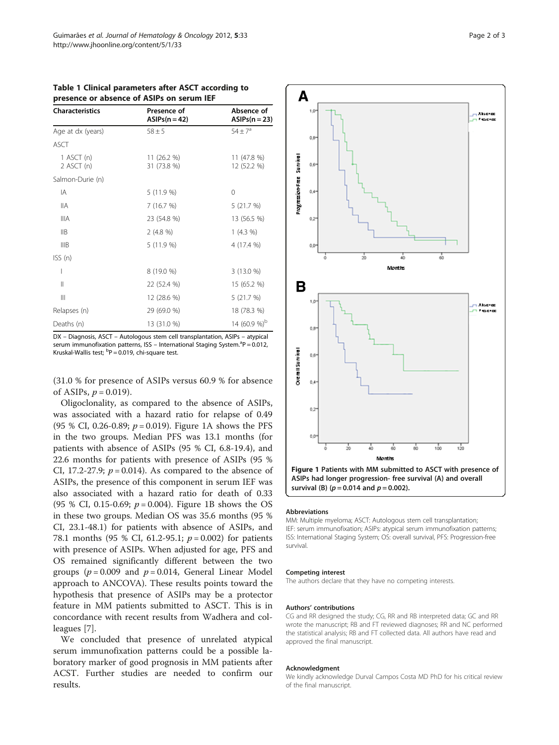**Table 1 Clinical parameters after ASCT according to presence or absence of ASIPs on serum IEF**

| Characteristics | Presence of ASIPs(n = 42) | Absence of ASIPs(n = 23) |
|---|---|---|
| Age at dx (years) | 58 ± 5 | 54 ± 7[a] |
| ASCT | | |
| 1 ASCT (n) | 11 (26.2 %) | 11 (47.8 %) |
| 2 ASCT (n) | 31 (73.8 %) | 12 (52.2 %) |
| Salmon-Durie (n) | | |
| IA | 5 (11.9 %) | 0 |
| IIA | 7 (16.7 %) | 5 (21.7 %) |
| IIIA | 23 (54.8 %) | 13 (56.5 %) |
| IIB | 2 (4.8 %) | 1 (4.3 %) |
| IIIB | 5 (11.9 %) | 4 (17.4 %) |
| ISS (n) | | |
| I | 8 (19.0 %) | 3 (13.0 %) |
| II | 22 (52.4 %) | 15 (65.2 %) |
| III | 12 (28.6 %) | 5 (21.7 %) |
| Relapses (n) | 29 (69.0 %) | 18 (78.3 %) |
| Deaths (n) | 13 (31.0 %) | 14 (60.9 %)[b] |

DX – Diagnosis, ASCT – Autologous stem cell transplantation, ASIPs – atypical serum immunofixation patterns, ISS – International Staging System.[a]P = 0.012, Kruskal-Wallis test; [b]P = 0.019, chi-square test.

(31.0 % for presence of ASIPs versus 60.9 % for absence of ASIPs, $p = 0.019$).

Oligoclonality, as compared to the absence of ASIPs, was associated with a hazard ratio for relapse of 0.49 (95 % CI, 0.26-0.89; $p = 0.019$). Figure 1A shows the PFS in the two groups. Median PFS was 13.1 months (for patients with absence of ASIPs (95 % CI, 6.8-19.4), and 22.6 months for patients with presence of ASIPs (95 % CI, 17.2-27.9; $p = 0.014$). As compared to the absence of ASIPs, the presence of this component in serum IEF was also associated with a hazard ratio for death of 0.33 (95 % CI, 0.15-0.69; $p = 0.004$). Figure 1B shows the OS in these two groups. Median OS was 35.6 months (95 % CI, 23.1-48.1) for patients with absence of ASIPs, and 78.1 months (95 % CI, 61.2-95.1; $p = 0.002$) for patients with presence of ASIPs. When adjusted for age, PFS and OS remained significantly different between the two groups ($p = 0.009$ and $p = 0.014$, General Linear Model approach to ANCOVA). These results points toward the hypothesis that presence of ASIPs may be a protector feature in MM patients submitted to ASCT. This is in concordance with recent results from Wadhera and colleagues [7].

We concluded that presence of unrelated atypical serum immunofixation patterns could be a possible laboratory marker of good prognosis in MM patients after ACST. Further studies are needed to confirm our results.

**Figure 1** Patients with MM submitted to ASCT with presence of ASIPs had longer progression- free survival (A) and overall survival (B) ($p = 0.014$ and $p = 0.002$).

### Abbreviations

MM: Multiple myeloma; ASCT: Autologous stem cell transplantation; IEF: serum immunofixation; ASIPs: atypical serum immunofixation patterns; ISS: International Staging System; OS: overall survival, PFS: Progression-free survival.

### Competing interest

The authors declare that they have no competing interests.

### Authors' contributions

CG and RR designed the study; CG, RR and RB interpreted data; GC and RR wrote the manuscript; RB and FT reviewed diagnoses; RR and NC performed the statistical analysis; RB and FT collected data. All authors have read and approved the final manuscript.

### Acknowledgment

We kindly acknowledge Durval Campos Costa MD PhD for his critical review of the final manuscript.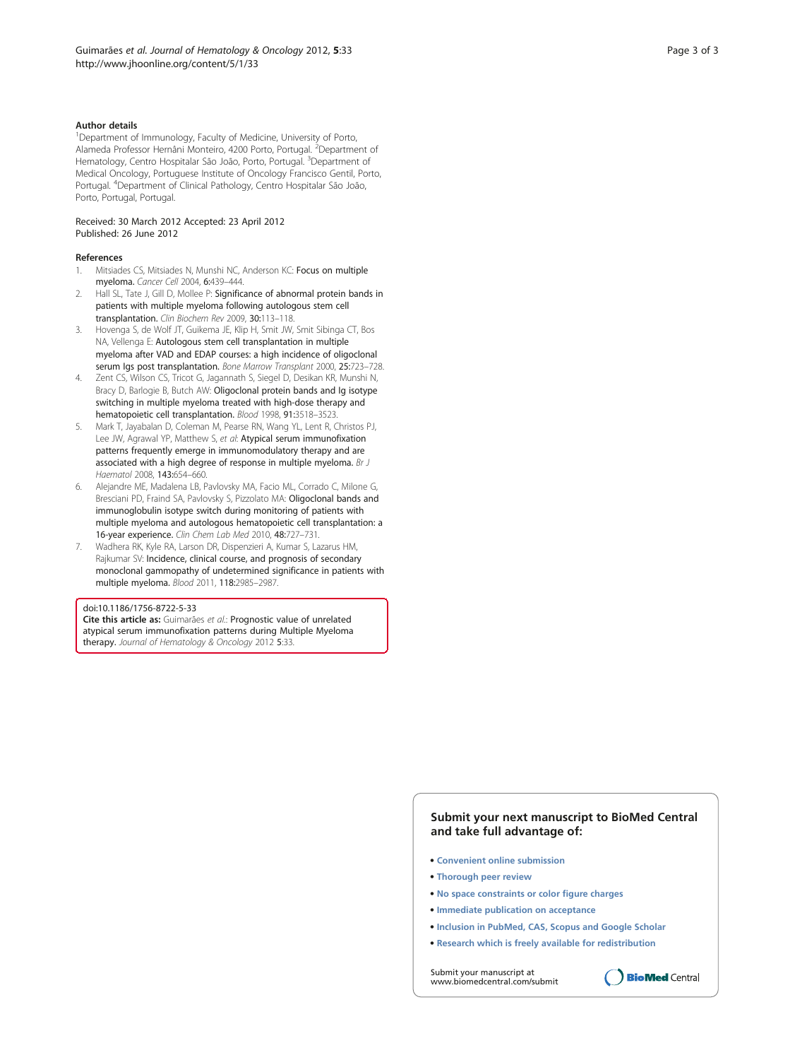#### Author details

[1]Department of Immunology, Faculty of Medicine, University of Porto, Alameda Professor Hernâni Monteiro, 4200 Porto, Portugal. [2]Department of Hematology, Centro Hospitalar São João, Porto, Portugal. [3]Department of Medical Oncology, Portuguese Institute of Oncology Francisco Gentil, Porto, Portugal. [4]Department of Clinical Pathology, Centro Hospitalar São João, Porto, Portugal, Portugal.

Received: 30 March 2012 Accepted: 23 April 2012
Published: 26 June 2012

#### References

1. Mitsiades CS, Mitsiades N, Munshi NC, Anderson KC: **Focus on multiple myeloma.** *Cancer Cell* 2004, **6:**439–444.
2. Hall SL, Tate J, Gill D, Mollee P: **Significance of abnormal protein bands in patients with multiple myeloma following autologous stem cell transplantation.** *Clin Biochem Rev* 2009, **30:**113–118.
3. Hovenga S, de Wolf JT, Guikema JE, Klip H, Smit JW, Smit Sibinga CT, Bos NA, Vellenga E: **Autologous stem cell transplantation in multiple myeloma after VAD and EDAP courses: a high incidence of oligoclonal serum Igs post transplantation.** *Bone Marrow Transplant* 2000, **25:**723–728.
4. Zent CS, Wilson CS, Tricot G, Jagannath S, Siegel D, Desikan KR, Munshi N, Bracy D, Barlogie B, Butch AW: **Oligoclonal protein bands and Ig isotype switching in multiple myeloma treated with high-dose therapy and hematopoietic cell transplantation.** *Blood* 1998, **91:**3518–3523.
5. Mark T, Jayabalan D, Coleman M, Pearse RN, Wang YL, Lent R, Christos PJ, Lee JW, Agrawal YP, Matthew S, *et al*: **Atypical serum immunofixation patterns frequently emerge in immunomodulatory therapy and are associated with a high degree of response in multiple myeloma.** *Br J Haematol* 2008, **143:**654–660.
6. Alejandre ME, Madalena LB, Pavlovsky MA, Facio ML, Corrado C, Milone G, Bresciani PD, Fraind SA, Pavlovsky S, Pizzolato MA: **Oligoclonal bands and immunoglobulin isotype switch during monitoring of patients with multiple myeloma and autologous hematopoietic cell transplantation: a 16-year experience.** *Clin Chem Lab Med* 2010, **48:**727–731.
7. Wadhera RK, Kyle RA, Larson DR, Dispenzieri A, Kumar S, Lazarus HM, Rajkumar SV: **Incidence, clinical course, and prognosis of secondary monoclonal gammopathy of undetermined significance in patients with multiple myeloma.** *Blood* 2011, **118:**2985–2987.

doi:10.1186/1756-8722-5-33
**Cite this article as:** Guimarães *et al.*: Prognostic value of unrelated atypical serum immunofixation patterns during Multiple Myeloma therapy. *Journal of Hematology & Oncology* 2012 **5**:33.